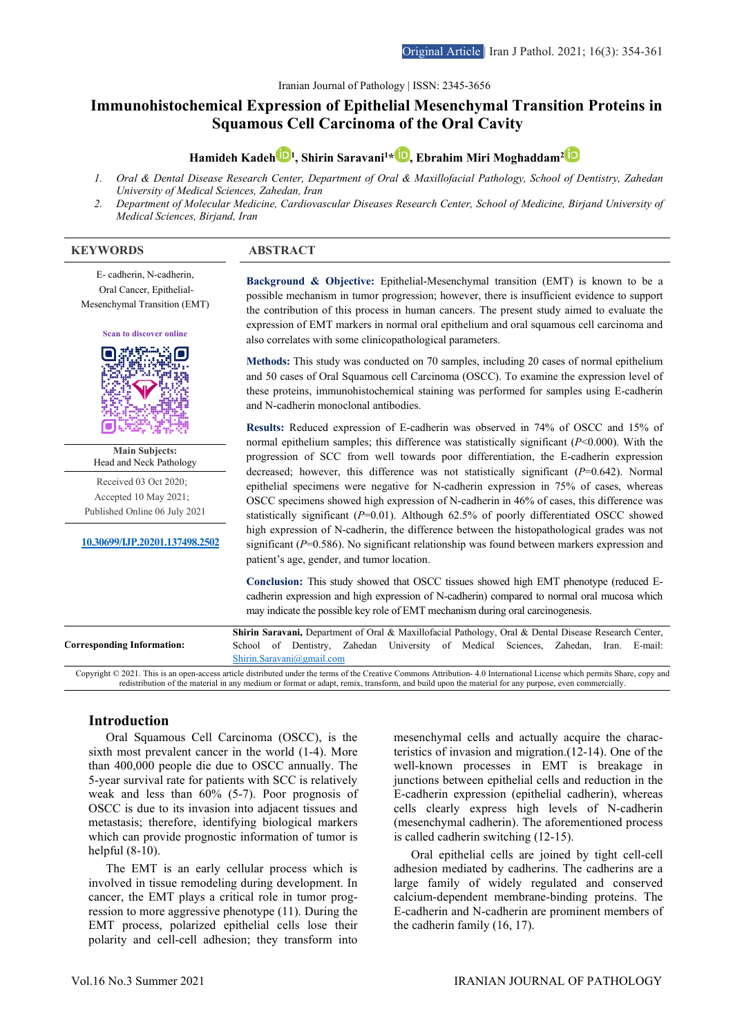Iranian Journal of Pathology | ISSN: 2345-3656

# Immunohistochemical Expression of Epithelial Mesenchymal Transition Proteins in Squamous Cell Carcinoma of the Oral Cavity

**Hamideh Kadeh[1], Shirin Saravani[1]*, Ebrahim Miri Moghaddam[2]**

1. *Oral & Dental Disease Research Center, Department of Oral & Maxillofacial Pathology, School of Dentistry, Zahedan University of Medical Sciences, Zahedan, Iran*
2. *Department of Molecular Medicine, Cardiovascular Diseases Research Center, School of Medicine, Birjand University of Medical Sciences, Birjand, Iran*

## KEYWORDS

E- cadherin, N-cadherin, Oral Cancer, Epithelial-Mesenchymal Transition (EMT)

Scan to discover online

**Main Subjects:**
Head and Neck Pathology

Received 03 Oct 2020;
Accepted 10 May 2021;
Published Online 06 July 2021

10.30699/IJP.20201.137498.2502

## ABSTRACT

**Background & Objective:** Epithelial-Mesenchymal transition (EMT) is known to be a possible mechanism in tumor progression; however, there is insufficient evidence to support the contribution of this process in human cancers. The present study aimed to evaluate the expression of EMT markers in normal oral epithelium and oral squamous cell carcinoma and also correlates with some clinicopathological parameters.

**Methods:** This study was conducted on 70 samples, including 20 cases of normal epithelium and 50 cases of Oral Squamous cell Carcinoma (OSCC). To examine the expression level of these proteins, immunohistochemical staining was performed for samples using E-cadherin and N-cadherin monoclonal antibodies.

**Results:** Reduced expression of E-cadherin was observed in 74% of OSCC and 15% of normal epithelium samples; this difference was statistically significant (*P*<0.000). With the progression of SCC from well towards poor differentiation, the E-cadherin expression decreased; however, this difference was not statistically significant (*P*=0.642). Normal epithelial specimens were negative for N-cadherin expression in 75% of cases, whereas OSCC specimens showed high expression of N-cadherin in 46% of cases, this difference was statistically significant (*P*=0.01). Although 62.5% of poorly differentiated OSCC showed high expression of N-cadherin, the difference between the histopathological grades was not significant (*P*=0.586). No significant relationship was found between markers expression and patient's age, gender, and tumor location.

**Conclusion:** This study showed that OSCC tissues showed high EMT phenotype (reduced E-cadherin expression and high expression of N-cadherin) compared to normal oral mucosa which may indicate the possible key role of EMT mechanism during oral carcinogenesis.

**Corresponding Information:** **Shirin Saravani,** Department of Oral & Maxillofacial Pathology, Oral & Dental Disease Research Center, School of Dentistry, Zahedan University of Medical Sciences, Zahedan, Iran. E-mail: Shirin.Saravani@gmail.com

Copyright © 2021. This is an open-access article distributed under the terms of the Creative Commons Attribution- 4.0 International License which permits Share, copy and redistribution of the material in any medium or format or adapt, remix, transform, and build upon the material for any purpose, even commercially.

## Introduction

Oral Squamous Cell Carcinoma (OSCC), is the sixth most prevalent cancer in the world (1-4). More than 400,000 people die due to OSCC annually. The 5-year survival rate for patients with SCC is relatively weak and less than 60% (5-7). Poor prognosis of OSCC is due to its invasion into adjacent tissues and metastasis; therefore, identifying biological markers which can provide prognostic information of tumor is helpful (8-10).

The EMT is an early cellular process which is involved in tissue remodeling during development. In cancer, the EMT plays a critical role in tumor progression to more aggressive phenotype (11). During the EMT process, polarized epithelial cells lose their polarity and cell-cell adhesion; they transform into mesenchymal cells and actually acquire the characteristics of invasion and migration.(12-14). One of the well-known processes in EMT is breakage in junctions between epithelial cells and reduction in the E-cadherin expression (epithelial cadherin), whereas cells clearly express high levels of N-cadherin (mesenchymal cadherin). The aforementioned process is called cadherin switching (12-15).

Oral epithelial cells are joined by tight cell-cell adhesion mediated by cadherins. The cadherins are a large family of widely regulated and conserved calcium-dependent membrane-binding proteins. The E-cadherin and N-cadherin are prominent members of the cadherin family (16, 17).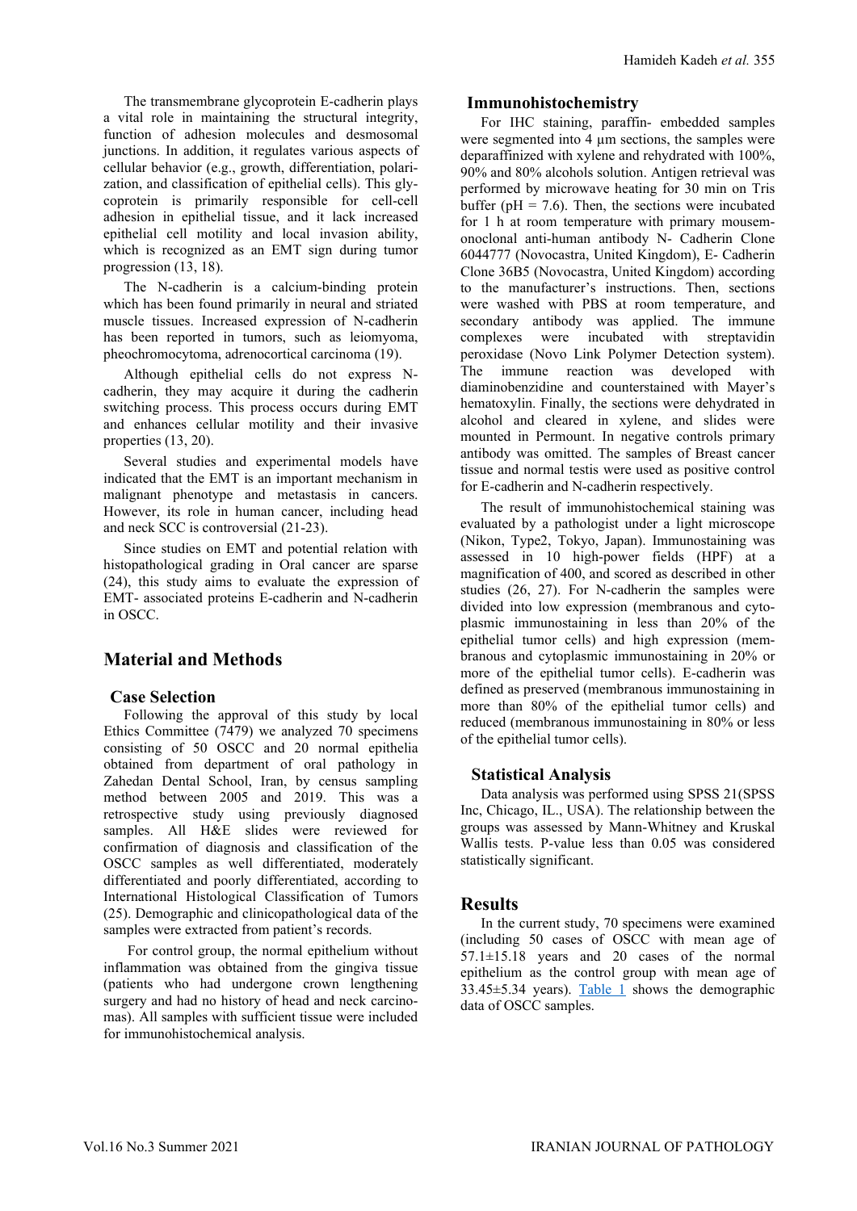The transmembrane glycoprotein E-cadherin plays a vital role in maintaining the structural integrity, function of adhesion molecules and desmosomal junctions. In addition, it regulates various aspects of cellular behavior (e.g., growth, differentiation, polarization, and classification of epithelial cells). This glycoprotein is primarily responsible for cell-cell adhesion in epithelial tissue, and it lack increased epithelial cell motility and local invasion ability, which is recognized as an EMT sign during tumor progression (13, 18).

The N-cadherin is a calcium-binding protein which has been found primarily in neural and striated muscle tissues. Increased expression of N-cadherin has been reported in tumors, such as leiomyoma, pheochromocytoma, adrenocortical carcinoma (19).

Although epithelial cells do not express N-cadherin, they may acquire it during the cadherin switching process. This process occurs during EMT and enhances cellular motility and their invasive properties (13, 20).

Several studies and experimental models have indicated that the EMT is an important mechanism in malignant phenotype and metastasis in cancers. However, its role in human cancer, including head and neck SCC is controversial (21-23).

Since studies on EMT and potential relation with histopathological grading in Oral cancer are sparse (24), this study aims to evaluate the expression of EMT- associated proteins E-cadherin and N-cadherin in OSCC.

## Material and Methods

### Case Selection

Following the approval of this study by local Ethics Committee (7479) we analyzed 70 specimens consisting of 50 OSCC and 20 normal epithelia obtained from department of oral pathology in Zahedan Dental School, Iran, by census sampling method between 2005 and 2019. This was a retrospective study using previously diagnosed samples. All H&E slides were reviewed for confirmation of diagnosis and classification of the OSCC samples as well differentiated, moderately differentiated and poorly differentiated, according to International Histological Classification of Tumors (25). Demographic and clinicopathological data of the samples were extracted from patient's records.

For control group, the normal epithelium without inflammation was obtained from the gingiva tissue (patients who had undergone crown lengthening surgery and had no history of head and neck carcinomas). All samples with sufficient tissue were included for immunohistochemical analysis.

### Immunohistochemistry

For IHC staining, paraffin- embedded samples were segmented into 4 µm sections, the samples were deparaffinized with xylene and rehydrated with 100%, 90% and 80% alcohols solution. Antigen retrieval was performed by microwave heating for 30 min on Tris buffer (pH = 7.6). Then, the sections were incubated for 1 h at room temperature with primary mousemonoclonal anti-human antibody N- Cadherin Clone 6044777 (Novocastra, United Kingdom), E- Cadherin Clone 36B5 (Novocastra, United Kingdom) according to the manufacturer's instructions. Then, sections were washed with PBS at room temperature, and secondary antibody was applied. The immune complexes were incubated with streptavidin peroxidase (Novo Link Polymer Detection system). The immune reaction was developed with diaminobenzidine and counterstained with Mayer's hematoxylin. Finally, the sections were dehydrated in alcohol and cleared in xylene, and slides were mounted in Permount. In negative controls primary antibody was omitted. The samples of Breast cancer tissue and normal testis were used as positive control for E-cadherin and N-cadherin respectively.

The result of immunohistochemical staining was evaluated by a pathologist under a light microscope (Nikon, Type2, Tokyo, Japan). Immunostaining was assessed in 10 high-power fields (HPF) at a magnification of 400, and scored as described in other studies (26, 27). For N-cadherin the samples were divided into low expression (membranous and cytoplasmic immunostaining in less than 20% of the epithelial tumor cells) and high expression (membranous and cytoplasmic immunostaining in 20% or more of the epithelial tumor cells). E-cadherin was defined as preserved (membranous immunostaining in more than 80% of the epithelial tumor cells) and reduced (membranous immunostaining in 80% or less of the epithelial tumor cells).

### Statistical Analysis

Data analysis was performed using SPSS 21(SPSS Inc, Chicago, IL., USA). The relationship between the groups was assessed by Mann-Whitney and Kruskal Wallis tests. P-value less than 0.05 was considered statistically significant.

## Results

In the current study, 70 specimens were examined (including 50 cases of OSCC with mean age of 57.1±15.18 years and 20 cases of the normal epithelium as the control group with mean age of 33.45±5.34 years). Table 1 shows the demographic data of OSCC samples.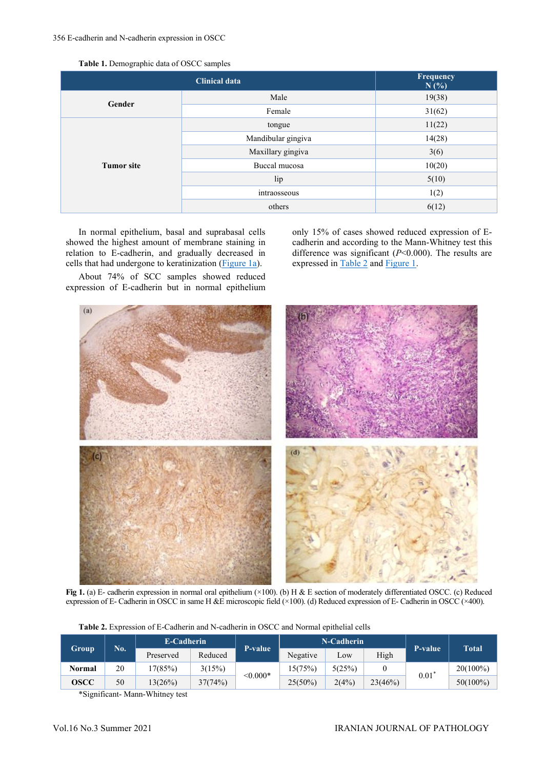**Table 1.** Demographic data of OSCC samples

| Clinical data | | Frequency N (%) |
|---|---|---|
| **Gender** | Male | 19(38) |
| | Female | 31(62) |
| **Tumor site** | tongue | 11(22) |
| | Mandibular gingiva | 14(28) |
| | Maxillary gingiva | 3(6) |
| | Buccal mucosa | 10(20) |
| | lip | 5(10) |
| | intraosseous | 1(2) |
| | others | 6(12) |

In normal epithelium, basal and suprabasal cells showed the highest amount of membrane staining in relation to E-cadherin, and gradually decreased in cells that had undergone to keratinization (Figure 1a).

About 74% of SCC samples showed reduced expression of E-cadherin but in normal epithelium only 15% of cases showed reduced expression of E-cadherin and according to the Mann-Whitney test this difference was significant (*P*<0.000). The results are expressed in Table 2 and Figure 1.

**Fig 1.** (a) E- cadherin expression in normal oral epithelium (×100). (b) H & E section of moderately differentiated OSCC. (c) Reduced expression of E- Cadherin in OSCC in same H &E microscopic field (×100). (d) Reduced expression of E- Cadherin in OSCC (×400).

**Table 2.** Expression of E-Cadherin and N-cadherin in OSCC and Normal epithelial cells

| Group | No. | E-Cadherin | | P-value | N-Cadherin | | | P-value | Total |
|---|---|---|---|---|---|---|---|---|---|
| | | Preserved | Reduced | | Negative | Low | High | | |
| **Normal** | 20 | 17(85%) | 3(15%) | <0.000* | 15(75%) | 5(25%) | 0 | 0.01* | 20(100%) |
| **OSCC** | 50 | 13(26%) | 37(74%) | | 25(50%) | 2(4%) | 23(46%) | | 50(100%) |

*Significant- Mann-Whitney test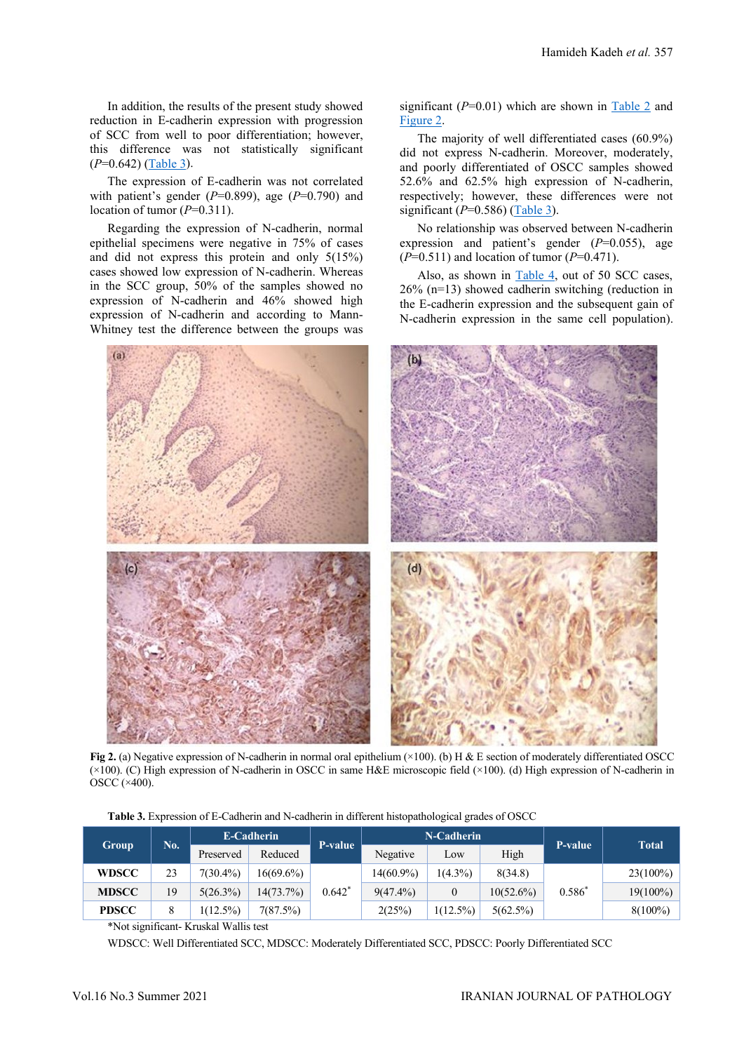In addition, the results of the present study showed reduction in E-cadherin expression with progression of SCC from well to poor differentiation; however, this difference was not statistically significant (*P*=0.642) (Table 3).

The expression of E-cadherin was not correlated with patient's gender (*P*=0.899), age (*P*=0.790) and location of tumor (*P*=0.311).

Regarding the expression of N-cadherin, normal epithelial specimens were negative in 75% of cases and did not express this protein and only 5(15%) cases showed low expression of N-cadherin. Whereas in the SCC group, 50% of the samples showed no expression of N-cadherin and 46% showed high expression of N-cadherin and according to Mann-Whitney test the difference between the groups was significant (*P*=0.01) which are shown in Table 2 and Figure 2.

The majority of well differentiated cases (60.9%) did not express N-cadherin. Moreover, moderately, and poorly differentiated of OSCC samples showed 52.6% and 62.5% high expression of N-cadherin, respectively; however, these differences were not significant (*P*=0.586) (Table 3).

No relationship was observed between N-cadherin expression and patient's gender (*P*=0.055), age (*P*=0.511) and location of tumor (*P*=0.471).

Also, as shown in Table 4, out of 50 SCC cases, 26% (n=13) showed cadherin switching (reduction in the E-cadherin expression and the subsequent gain of N-cadherin expression in the same cell population).

**Fig 2.** (a) Negative expression of N-cadherin in normal oral epithelium (×100). (b) H & E section of moderately differentiated OSCC (×100). (C) High expression of N-cadherin in OSCC in same H&E microscopic field (×100). (d) High expression of N-cadherin in OSCC (×400).

**Table 3.** Expression of E-Cadherin and N-cadherin in different histopathological grades of OSCC

| Group | No. | E-Cadherin | | P-value | N-Cadherin | | | P-value | Total |
|---|---|---|---|---|---|---|---|---|---|
| | | Preserved | Reduced | | Negative | Low | High | | |
| **WDSCC** | 23 | 7(30.4%) | 16(69.6%) | 0.642* | 14(60.9%) | 1(4.3%) | 8(34.8) | 0.586* | 23(100%) |
| **MDSCC** | 19 | 5(26.3%) | 14(73.7%) | | 9(47.4%) | 0 | 10(52.6%) | | 19(100%) |
| **PDSCC** | 8 | 1(12.5%) | 7(87.5%) | | 2(25%) | 1(12.5%) | 5(62.5%) | | 8(100%) |

*Not significant- Kruskal Wallis test

WDSCC: Well Differentiated SCC, MDSCC: Moderately Differentiated SCC, PDSCC: Poorly Differentiated SCC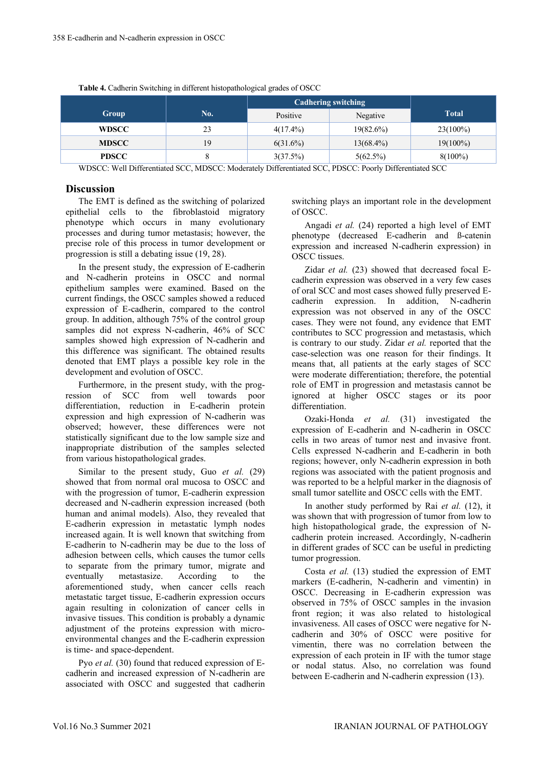**Table 4.** Cadherin Switching in different histopathological grades of OSCC

| Group | No. | Cadhering switching | | Total |
|---|---|---|---|---|
| | | Positive | Negative | |
| **WDSCC** | 23 | 4(17.4%) | 19(82.6%) | 23(100%) |
| **MDSCC** | 19 | 6(31.6%) | 13(68.4%) | 19(100%) |
| **PDSCC** | 8 | 3(37.5%) | 5(62.5%) | 8(100%) |

WDSCC: Well Differentiated SCC, MDSCC: Moderately Differentiated SCC, PDSCC: Poorly Differentiated SCC

## Discussion

The EMT is defined as the switching of polarized epithelial cells to the fibroblastoid migratory phenotype which occurs in many evolutionary processes and during tumor metastasis; however, the precise role of this process in tumor development or progression is still a debating issue (19, 28).

In the present study, the expression of E-cadherin and N-cadherin proteins in OSCC and normal epithelium samples were examined. Based on the current findings, the OSCC samples showed a reduced expression of E-cadherin, compared to the control group. In addition, although 75% of the control group samples did not express N-cadherin, 46% of SCC samples showed high expression of N-cadherin and this difference was significant. The obtained results denoted that EMT plays a possible key role in the development and evolution of OSCC.

Furthermore, in the present study, with the progression of SCC from well towards poor differentiation, reduction in E-cadherin protein expression and high expression of N-cadherin was observed; however, these differences were not statistically significant due to the low sample size and inappropriate distribution of the samples selected from various histopathological grades.

Similar to the present study, Guo *et al.* (29) showed that from normal oral mucosa to OSCC and with the progression of tumor, E-cadherin expression decreased and N-cadherin expression increased (both human and animal models). Also, they revealed that E-cadherin expression in metastatic lymph nodes increased again. It is well known that switching from E-cadherin to N-cadherin may be due to the loss of adhesion between cells, which causes the tumor cells to separate from the primary tumor, migrate and eventually metastasize. According to the aforementioned study, when cancer cells reach metastatic target tissue, E-cadherin expression occurs again resulting in colonization of cancer cells in invasive tissues. This condition is probably a dynamic adjustment of the proteins expression with micro-environmental changes and the E-cadherin expression is time- and space-dependent.

Pyo *et al.* (30) found that reduced expression of E-cadherin and increased expression of N-cadherin are associated with OSCC and suggested that cadherin switching plays an important role in the development of OSCC.

Angadi *et al.* (24) reported a high level of EMT phenotype (decreased E-cadherin and ß-catenin expression and increased N-cadherin expression) in OSCC tissues.

Zidar *et al.* (23) showed that decreased focal E-cadherin expression was observed in a very few cases of oral SCC and most cases showed fully preserved E-cadherin expression. In addition, N-cadherin expression was not observed in any of the OSCC cases. They were not found, any evidence that EMT contributes to SCC progression and metastasis, which is contrary to our study. Zidar *et al.* reported that the case-selection was one reason for their findings. It means that, all patients at the early stages of SCC were moderate differentiation; therefore, the potential role of EMT in progression and metastasis cannot be ignored at higher OSCC stages or its poor differentiation.

Ozaki-Honda *et al.* (31) investigated the expression of E-cadherin and N-cadherin in OSCC cells in two areas of tumor nest and invasive front. Cells expressed N-cadherin and E-cadherin in both regions; however, only N-cadherin expression in both regions was associated with the patient prognosis and was reported to be a helpful marker in the diagnosis of small tumor satellite and OSCC cells with the EMT.

In another study performed by Rai *et al.* (12), it was shown that with progression of tumor from low to high histopathological grade, the expression of N-cadherin protein increased. Accordingly, N-cadherin in different grades of SCC can be useful in predicting tumor progression.

Costa *et al.* (13) studied the expression of EMT markers (E-cadherin, N-cadherin and vimentin) in OSCC. Decreasing in E-cadherin expression was observed in 75% of OSCC samples in the invasion front region; it was also related to histological invasiveness. All cases of OSCC were negative for N-cadherin and 30% of OSCC were positive for vimentin, there was no correlation between the expression of each protein in IF with the tumor stage or nodal status. Also, no correlation was found between E-cadherin and N-cadherin expression (13).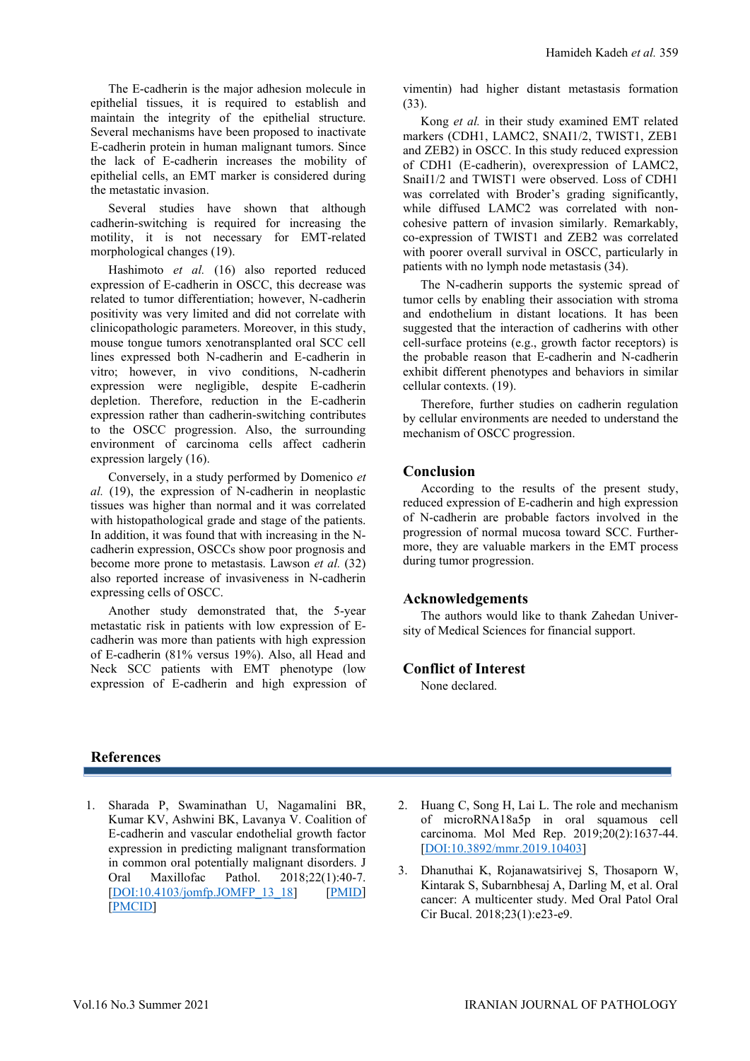The E-cadherin is the major adhesion molecule in epithelial tissues, it is required to establish and maintain the integrity of the epithelial structure. Several mechanisms have been proposed to inactivate E-cadherin protein in human malignant tumors. Since the lack of E-cadherin increases the mobility of epithelial cells, an EMT marker is considered during the metastatic invasion.

Several studies have shown that although cadherin-switching is required for increasing the motility, it is not necessary for EMT-related morphological changes (19).

Hashimoto *et al.* (16) also reported reduced expression of E-cadherin in OSCC, this decrease was related to tumor differentiation; however, N-cadherin positivity was very limited and did not correlate with clinicopathologic parameters. Moreover, in this study, mouse tongue tumors xenotransplanted oral SCC cell lines expressed both N-cadherin and E-cadherin in vitro; however, in vivo conditions, N-cadherin expression were negligible, despite E-cadherin depletion. Therefore, reduction in the E-cadherin expression rather than cadherin-switching contributes to the OSCC progression. Also, the surrounding environment of carcinoma cells affect cadherin expression largely (16).

Conversely, in a study performed by Domenico *et al.* (19), the expression of N-cadherin in neoplastic tissues was higher than normal and it was correlated with histopathological grade and stage of the patients. In addition, it was found that with increasing in the N-cadherin expression, OSCCs show poor prognosis and become more prone to metastasis. Lawson *et al.* (32) also reported increase of invasiveness in N-cadherin expressing cells of OSCC.

Another study demonstrated that, the 5-year metastatic risk in patients with low expression of E-cadherin was more than patients with high expression of E-cadherin (81% versus 19%). Also, all Head and Neck SCC patients with EMT phenotype (low expression of E-cadherin and high expression of vimentin) had higher distant metastasis formation (33).

Kong *et al.* in their study examined EMT related markers (CDH1, LAMC2, SNAI1/2, TWIST1, ZEB1 and ZEB2) in OSCC. In this study reduced expression of CDH1 (E-cadherin), overexpression of LAMC2, SnaiI1/2 and TWIST1 were observed. Loss of CDH1 was correlated with Broder's grading significantly, while diffused LAMC2 was correlated with non-cohesive pattern of invasion similarly. Remarkably, co-expression of TWIST1 and ZEB2 was correlated with poorer overall survival in OSCC, particularly in patients with no lymph node metastasis (34).

The N-cadherin supports the systemic spread of tumor cells by enabling their association with stroma and endothelium in distant locations. It has been suggested that the interaction of cadherins with other cell-surface proteins (e.g., growth factor receptors) is the probable reason that E-cadherin and N-cadherin exhibit different phenotypes and behaviors in similar cellular contexts. (19).

Therefore, further studies on cadherin regulation by cellular environments are needed to understand the mechanism of OSCC progression.

## Conclusion

According to the results of the present study, reduced expression of E-cadherin and high expression of N-cadherin are probable factors involved in the progression of normal mucosa toward SCC. Furthermore, they are valuable markers in the EMT process during tumor progression.

## Acknowledgements

The authors would like to thank Zahedan University of Medical Sciences for financial support.

## Conflict of Interest

None declared.

## References

1. Sharada P, Swaminathan U, Nagamalini BR, Kumar KV, Ashwini BK, Lavanya V. Coalition of E-cadherin and vascular endothelial growth factor expression in predicting malignant transformation in common oral potentially malignant disorders. J Oral Maxillofac Pathol. 2018;22(1):40-7. [DOI:10.4103/jomfp.JOMFP_13_18] [PMID] [PMCID]
2. Huang C, Song H, Lai L. The role and mechanism of microRNA18a5p in oral squamous cell carcinoma. Mol Med Rep. 2019;20(2):1637-44. [DOI:10.3892/mmr.2019.10403]
3. Dhanuthai K, Rojanawatsirivej S, Thosaporn W, Kintarak S, Subarnbhesaj A, Darling M, et al. Oral cancer: A multicenter study. Med Oral Patol Oral Cir Bucal. 2018;23(1):e23-e9.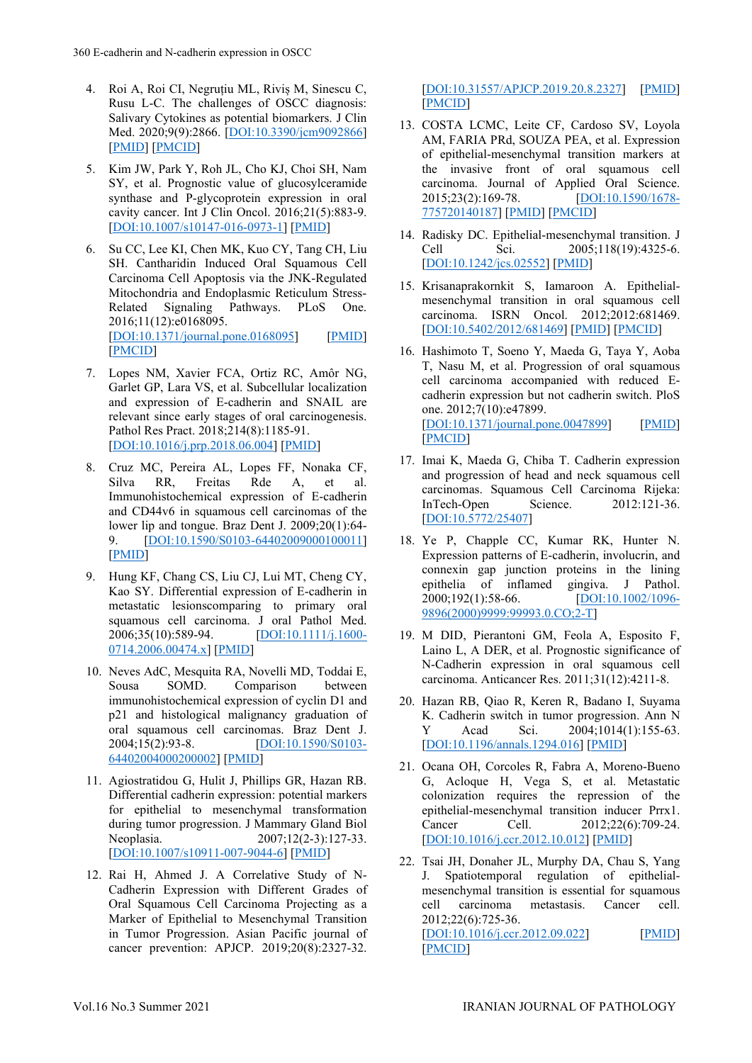4. Roi A, Roi CI, Negruțiu ML, Riviș M, Sinescu C, Rusu L-C. The challenges of OSCC diagnosis: Salivary Cytokines as potential biomarkers. J Clin Med. 2020;9(9):2866. [DOI:10.3390/jcm9092866] [PMID] [PMCID]

5. Kim JW, Park Y, Roh JL, Cho KJ, Choi SH, Nam SY, et al. Prognostic value of glucosylceramide synthase and P-glycoprotein expression in oral cavity cancer. Int J Clin Oncol. 2016;21(5):883-9. [DOI:10.1007/s10147-016-0973-1] [PMID]

6. Su CC, Lee KI, Chen MK, Kuo CY, Tang CH, Liu SH. Cantharidin Induced Oral Squamous Cell Carcinoma Cell Apoptosis via the JNK-Regulated Mitochondria and Endoplasmic Reticulum Stress-Related Signaling Pathways. PLoS One. 2016;11(12):e0168095. [DOI:10.1371/journal.pone.0168095] [PMID] [PMCID]

7. Lopes NM, Xavier FCA, Ortiz RC, Amôr NG, Garlet GP, Lara VS, et al. Subcellular localization and expression of E-cadherin and SNAIL are relevant since early stages of oral carcinogenesis. Pathol Res Pract. 2018;214(8):1185-91. [DOI:10.1016/j.prp.2018.06.004] [PMID]

8. Cruz MC, Pereira AL, Lopes FF, Nonaka CF, Silva RR, Freitas Rde A, et al. Immunohistochemical expression of E-cadherin and CD44v6 in squamous cell carcinomas of the lower lip and tongue. Braz Dent J. 2009;20(1):64-9. [DOI:10.1590/S0103-64402009000100011] [PMID]

9. Hung KF, Chang CS, Liu CJ, Lui MT, Cheng CY, Kao SY. Differential expression of E-cadherin in metastatic lesionscomparing to primary oral squamous cell carcinoma. J oral Pathol Med. 2006;35(10):589-94. [DOI:10.1111/j.1600-0714.2006.00474.x] [PMID]

10. Neves AdC, Mesquita RA, Novelli MD, Toddai E, Sousa SOMD. Comparison between immunohistochemical expression of cyclin D1 and p21 and histological malignancy graduation of oral squamous cell carcinomas. Braz Dent J. 2004;15(2):93-8. [DOI:10.1590/S0103-64402004000200002] [PMID]

11. Agiostratidou G, Hulit J, Phillips GR, Hazan RB. Differential cadherin expression: potential markers for epithelial to mesenchymal transformation during tumor progression. J Mammary Gland Biol Neoplasia. 2007;12(2-3):127-33. [DOI:10.1007/s10911-007-9044-6] [PMID]

12. Rai H, Ahmed J. A Correlative Study of N-Cadherin Expression with Different Grades of Oral Squamous Cell Carcinoma Projecting as a Marker of Epithelial to Mesenchymal Transition in Tumor Progression. Asian Pacific journal of cancer prevention: APJCP. 2019;20(8):2327-32. [DOI:10.31557/APJCP.2019.20.8.2327] [PMID] [PMCID]

13. COSTA LCMC, Leite CF, Cardoso SV, Loyola AM, FARIA PRd, SOUZA PEA, et al. Expression of epithelial-mesenchymal transition markers at the invasive front of oral squamous cell carcinoma. Journal of Applied Oral Science. 2015;23(2):169-78. [DOI:10.1590/1678-775720140187] [PMID] [PMCID]

14. Radisky DC. Epithelial-mesenchymal transition. J Cell Sci. 2005;118(19):4325-6. [DOI:10.1242/jcs.02552] [PMID]

15. Krisanaprakornkit S, Iamaroon A. Epithelial-mesenchymal transition in oral squamous cell carcinoma. ISRN Oncol. 2012;2012:681469. [DOI:10.5402/2012/681469] [PMID] [PMCID]

16. Hashimoto T, Soeno Y, Maeda G, Taya Y, Aoba T, Nasu M, et al. Progression of oral squamous cell carcinoma accompanied with reduced E-cadherin expression but not cadherin switch. PloS one. 2012;7(10):e47899. [DOI:10.1371/journal.pone.0047899] [PMID] [PMCID]

17. Imai K, Maeda G, Chiba T. Cadherin expression and progression of head and neck squamous cell carcinomas. Squamous Cell Carcinoma Rijeka: InTech-Open Science. 2012:121-36. [DOI:10.5772/25407]

18. Ye P, Chapple CC, Kumar RK, Hunter N. Expression patterns of E-cadherin, involucrin, and connexin gap junction proteins in the lining epithelia of inflamed gingiva. J Pathol. 2000;192(1):58-66. [DOI:10.1002/1096-9896(2000)9999:9999<::AID-PATH673>3.0.CO;2-T]

19. M DID, Pierantoni GM, Feola A, Esposito F, Laino L, A DER, et al. Prognostic significance of N-Cadherin expression in oral squamous cell carcinoma. Anticancer Res. 2011;31(12):4211-8.

20. Hazan RB, Qiao R, Keren R, Badano I, Suyama K. Cadherin switch in tumor progression. Ann N Y Acad Sci. 2004;1014(1):155-63. [DOI:10.1196/annals.1294.016] [PMID]

21. Ocana OH, Corcoles R, Fabra A, Moreno-Bueno G, Acloque H, Vega S, et al. Metastatic colonization requires the repression of the epithelial-mesenchymal transition inducer Prrx1. Cancer Cell. 2012;22(6):709-24. [DOI:10.1016/j.ccr.2012.10.012] [PMID]

22. Tsai JH, Donaher JL, Murphy DA, Chau S, Yang J. Spatiotemporal regulation of epithelial-mesenchymal transition is essential for squamous cell carcinoma metastasis. Cancer cell. 2012;22(6):725-36. [DOI:10.1016/j.ccr.2012.09.022] [PMID] [PMCID]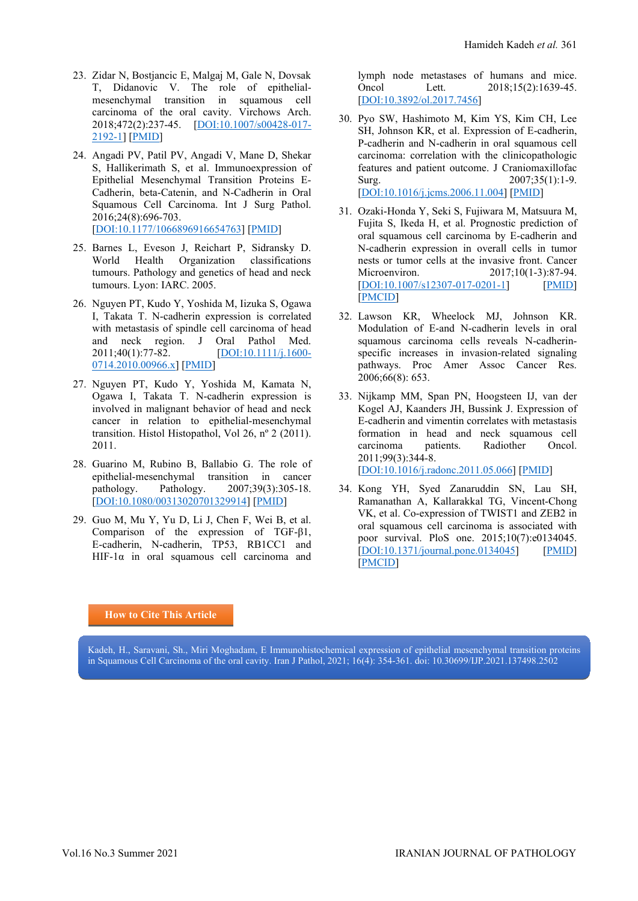23. Zidar N, Bostjancic E, Malgaj M, Gale N, Dovsak T, Didanovic V. The role of epithelial-mesenchymal transition in squamous cell carcinoma of the oral cavity. Virchows Arch. 2018;472(2):237-45. [DOI:10.1007/s00428-017-2192-1] [PMID]

24. Angadi PV, Patil PV, Angadi V, Mane D, Shekar S, Hallikerimath S, et al. Immunoexpression of Epithelial Mesenchymal Transition Proteins E-Cadherin, beta-Catenin, and N-Cadherin in Oral Squamous Cell Carcinoma. Int J Surg Pathol. 2016;24(8):696-703. [DOI:10.1177/1066896916654763] [PMID]

25. Barnes L, Eveson J, Reichart P, Sidransky D. World Health Organization classifications tumours. Pathology and genetics of head and neck tumours. Lyon: IARC. 2005.

26. Nguyen PT, Kudo Y, Yoshida M, Iizuka S, Ogawa I, Takata T. N-cadherin expression is correlated with metastasis of spindle cell carcinoma of head and neck region. J Oral Pathol Med. 2011;40(1):77-82. [DOI:10.1111/j.1600-0714.2010.00966.x] [PMID]

27. Nguyen PT, Kudo Y, Yoshida M, Kamata N, Ogawa I, Takata T. N-cadherin expression is involved in malignant behavior of head and neck cancer in relation to epithelial-mesenchymal transition. Histol Histopathol, Vol 26, nº 2 (2011). 2011.

28. Guarino M, Rubino B, Ballabio G. The role of epithelial-mesenchymal transition in cancer pathology. Pathology. 2007;39(3):305-18. [DOI:10.1080/00313020701329914] [PMID]

29. Guo M, Mu Y, Yu D, Li J, Chen F, Wei B, et al. Comparison of the expression of TGF-β1, E-cadherin, N-cadherin, TP53, RB1CC1 and HIF-1α in oral squamous cell carcinoma and lymph node metastases of humans and mice. Oncol Lett. 2018;15(2):1639-45. [DOI:10.3892/ol.2017.7456]

30. Pyo SW, Hashimoto M, Kim YS, Kim CH, Lee SH, Johnson KR, et al. Expression of E-cadherin, P-cadherin and N-cadherin in oral squamous cell carcinoma: correlation with the clinicopathologic features and patient outcome. J Craniomaxillofac Surg. 2007;35(1):1-9. [DOI:10.1016/j.jcms.2006.11.004] [PMID]

31. Ozaki-Honda Y, Seki S, Fujiwara M, Matsuura M, Fujita S, Ikeda H, et al. Prognostic prediction of oral squamous cell carcinoma by E-cadherin and N-cadherin expression in overall cells in tumor nests or tumor cells at the invasive front. Cancer Microenviron. 2017;10(1-3):87-94. [DOI:10.1007/s12307-017-0201-1] [PMID] [PMCID]

32. Lawson KR, Wheelock MJ, Johnson KR. Modulation of E-and N-cadherin levels in oral squamous carcinoma cells reveals N-cadherin-specific increases in invasion-related signaling pathways. Proc Amer Assoc Cancer Res. 2006;66(8): 653.

33. Nijkamp MM, Span PN, Hoogsteen IJ, van der Kogel AJ, Kaanders JH, Bussink J. Expression of E-cadherin and vimentin correlates with metastasis formation in head and neck squamous cell carcinoma patients. Radiother Oncol. 2011;99(3):344-8. [DOI:10.1016/j.radonc.2011.05.066] [PMID]

34. Kong YH, Syed Zanaruddin SN, Lau SH, Ramanathan A, Kallarakkal TG, Vincent-Chong VK, et al. Co-expression of TWIST1 and ZEB2 in oral squamous cell carcinoma is associated with poor survival. PloS one. 2015;10(7):e0134045. [DOI:10.1371/journal.pone.0134045] [PMID] [PMCID]

**How to Cite This Article**

Kadeh, H., Saravani, Sh., Miri Moghadam, E Immunohistochemical expression of epithelial mesenchymal transition proteins in Squamous Cell Carcinoma of the oral cavity. Iran J Pathol, 2021; 16(4): 354-361. doi: 10.30699/IJP.2021.137498.2502